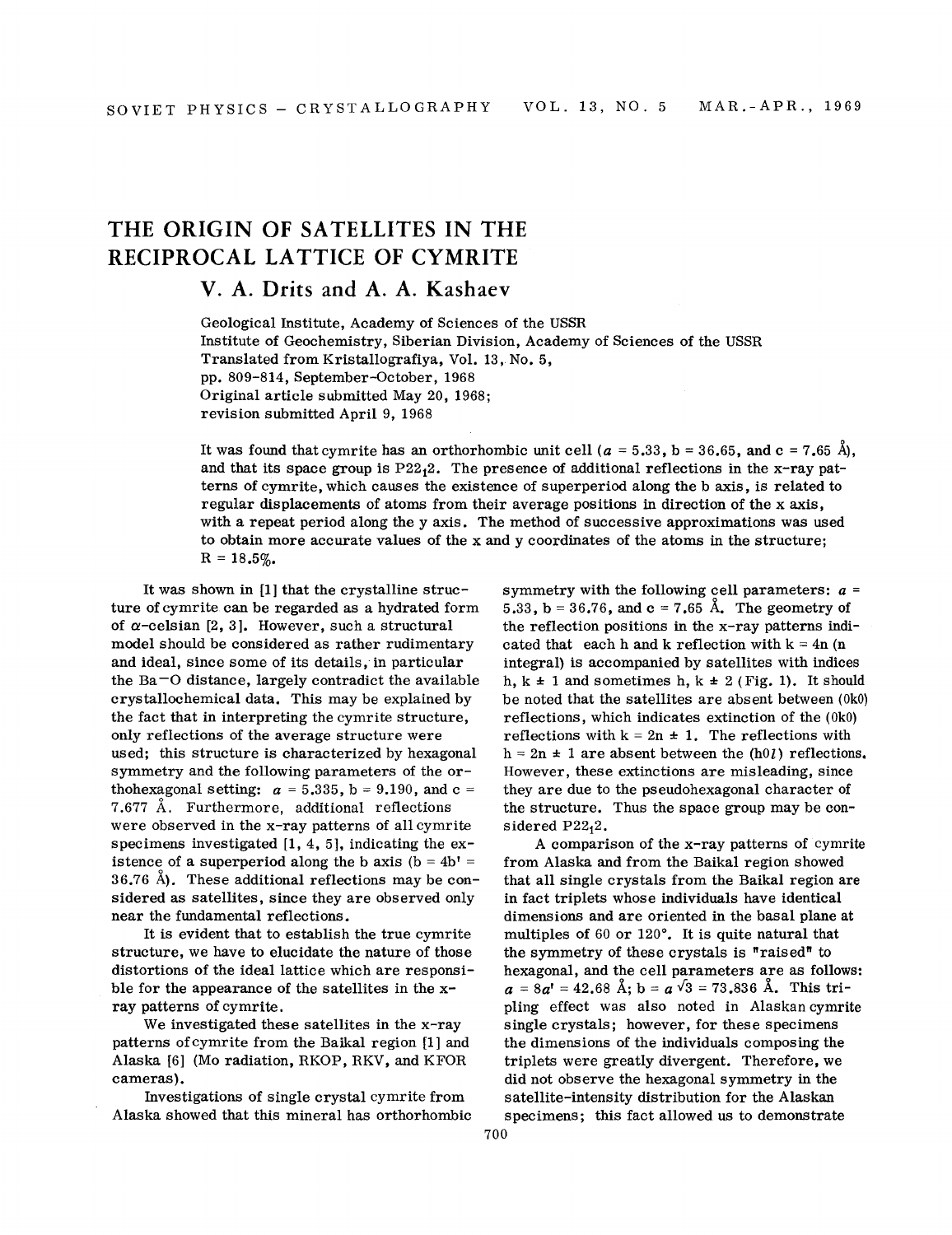# THE ORIGIN OF SATELLITES IN THE RECIPROCAL LATTICE OF CYMRITE

**V. A. Drits and A. A. Kashaev**

Geological Institute, Academy of Sciences of the USSR
Institute of Geochemistry, Siberian Division, Academy of Sciences of the USSR
Translated from Kristallografiya, Vol. 13, No. 5,
pp. 809-814, September-October, 1968
Original article submitted May 20, 1968;
revision submitted April 9, 1968

It was found that cymrite has an orthorhombic unit cell ($a$ = 5.33, b = 36.65, and c = 7.65 Å), and that its space group is $P22_12$. The presence of additional reflections in the x-ray patterns of cymrite, which causes the existence of superperiod along the b axis, is related to regular displacements of atoms from their average positions in direction of the x axis, with a repeat period along the y axis. The method of successive approximations was used to obtain more accurate values of the x and y coordinates of the atoms in the structure; R = 18.5%.

It was shown in [1] that the crystalline structure of cymrite can be regarded as a hydrated form of $\alpha$-celsian [2, 3]. However, such a structural model should be considered as rather rudimentary and ideal, since some of its details, in particular the Ba–O distance, largely contradict the available crystallochemical data. This may be explained by the fact that in interpreting the cymrite structure, only reflections of the average structure were used; this structure is characterized by hexagonal symmetry and the following parameters of the orthohexagonal setting: $a$ = 5.335, b = 9.190, and c = 7.677 Å. Furthermore, additional reflections were observed in the x-ray patterns of all cymrite specimens investigated [1, 4, 5], indicating the existence of a superperiod along the b axis (b = 4b' = 36.76 Å). These additional reflections may be considered as satellites, since they are observed only near the fundamental reflections.

It is evident that to establish the true cymrite structure, we have to elucidate the nature of those distortions of the ideal lattice which are responsible for the appearance of the satellites in the x-ray patterns of cymrite.

We investigated these satellites in the x-ray patterns of cymrite from the Baikal region [1] and Alaska [6] (Mo radiation, RKOP, RKV, and KFOR cameras).

Investigations of single crystal cymrite from Alaska showed that this mineral has orthorhombic symmetry with the following cell parameters: $a$ = 5.33, b = 36.76, and c = 7.65 Å. The geometry of the reflection positions in the x-ray patterns indicated that each h and k reflection with k = 4n (n integral) is accompanied by satellites with indices h, k ± 1 and sometimes h, k ± 2 (Fig. 1). It should be noted that the satellites are absent between (0k0) reflections, which indicates extinction of the (0k0) reflections with k = 2n ± 1. The reflections with h = 2n ± 1 are absent between the (h0$l$) reflections. However, these extinctions are misleading, since they are due to the pseudohexagonal character of the structure. Thus the space group may be considered $P22_12$.

A comparison of the x-ray patterns of cymrite from Alaska and from the Baikal region showed that all single crystals from the Baikal region are in fact triplets whose individuals have identical dimensions and are oriented in the basal plane at multiples of 60 or 120°. It is quite natural that the symmetry of these crystals is "raised" to hexagonal, and the cell parameters are as follows: $a = 8a'$ = 42.68 Å; $b = a\sqrt{3}$ = 73.836 Å. This tripling effect was also noted in Alaskan cymrite single crystals; however, for these specimens the dimensions of the individuals composing the triplets were greatly divergent. Therefore, we did not observe the hexagonal symmetry in the satellite-intensity distribution for the Alaskan specimens; this fact allowed us to demonstrate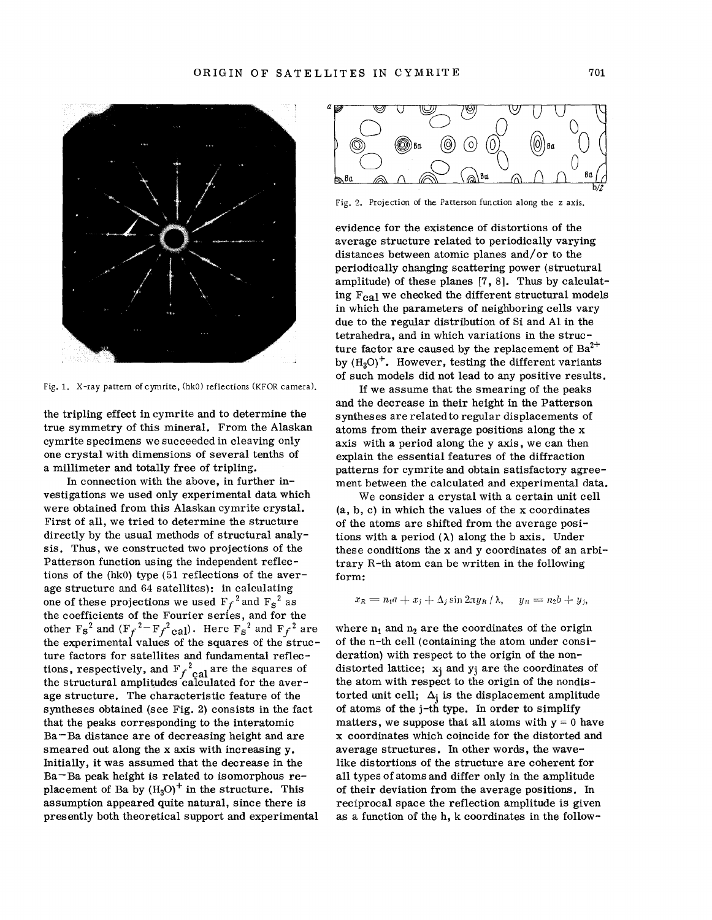Fig. 1. X-ray pattern of cymrite, (hk0) reflections (KFOR camera).

the tripling effect in cymrite and to determine the true symmetry of this mineral. From the Alaskan cymrite specimens we succeeded in cleaving only one crystal with dimensions of several tenths of a millimeter and totally free of tripling.

In connection with the above, in further investigations we used only experimental data which were obtained from this Alaskan cymrite crystal. First of all, we tried to determine the structure directly by the usual methods of structural analysis. Thus, we constructed two projections of the Patterson function using the independent reflections of the (hk0) type (51 reflections of the average structure and 64 satellites): in calculating one of these projections we used $F_f^2$ and $F_s^2$ as the coefficients of the Fourier series, and for the other $F_s^2$ and $(F_f^2 - F_{f\,\mathrm{cal}}^2)$. Here $F_s^2$ and $F_f^2$ are the experimental values of the squares of the structure factors for satellites and fundamental reflections, respectively, and $F_{f\,\mathrm{cal}}^2$ are the squares of the structural amplitudes calculated for the average structure. The characteristic feature of the syntheses obtained (see Fig. 2) consists in the fact that the peaks corresponding to the interatomic Ba−Ba distance are of decreasing height and are smeared out along the x axis with increasing y. Initially, it was assumed that the decrease in the Ba−Ba peak height is related to isomorphous replacement of Ba by $(H_3O)^+$ in the structure. This assumption appeared quite natural, since there is presently both theoretical support and experimental

Fig. 2. Projection of the Patterson function along the z axis.

evidence for the existence of distortions of the average structure related to periodically varying distances between atomic planes and/or to the periodically changing scattering power (structural amplitude) of these planes [7, 8]. Thus by calculating $F_{cal}$ we checked the different structural models in which the parameters of neighboring cells vary due to the regular distribution of Si and Al in the tetrahedra, and in which variations in the structure factor are caused by the replacement of $Ba^{2+}$ by $(H_3O)^+$. However, testing the different variants of such models did not lead to any positive results.

If we assume that the smearing of the peaks and the decrease in their height in the Patterson syntheses are related to regular displacements of atoms from their average positions along the x axis with a period along the y axis, we can then explain the essential features of the diffraction patterns for cymrite and obtain satisfactory agreement between the calculated and experimental data.

We consider a crystal with a certain unit cell (a, b, c) in which the values of the x coordinates of the atoms are shifted from the average positions with a period (λ) along the b axis. Under these conditions the x and y coordinates of an arbitrary R-th atom can be written in the following form:

$$x_R = n_1 a + x_j + \Delta_j \sin 2\pi y_R / \lambda, \qquad y_R = n_2 b + y_j,$$

where $n_1$ and $n_2$ are the coordinates of the origin of the n-th cell (containing the atom under consideration) with respect to the origin of the nondistorted lattice; $x_j$ and $y_j$ are the coordinates of the atom with respect to the origin of the nondistorted unit cell; $\Delta_j$ is the displacement amplitude of atoms of the j-th type. In order to simplify matters, we suppose that all atoms with y = 0 have x coordinates which coincide for the distorted and average structures. In other words, the wavelike distortions of the structure are coherent for all types of atoms and differ only in the amplitude of their deviation from the average positions. In reciprocal space the reflection amplitude is given as a function of the h, k coordinates in the follow-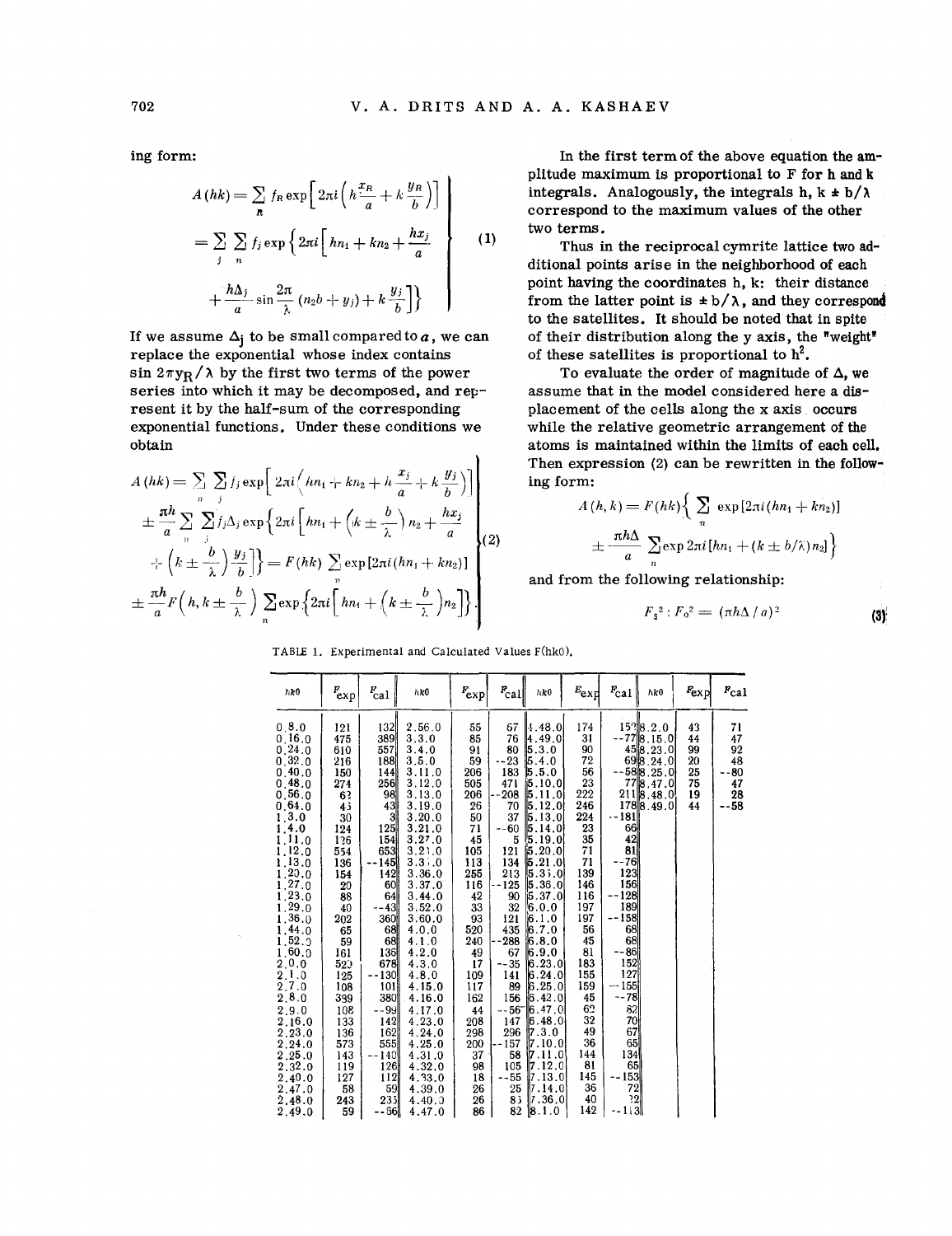ing form:

$$A(hk) = \sum_{R} f_R \exp\left[2\pi i\left(h\frac{x_R}{a} + k\frac{y_R}{b}\right)\right] = \sum_{j}\sum_{n} f_j \exp\left\{2\pi i\left[hn_1 + kn_2 + \frac{hx_j}{a} + \frac{h\Delta_j}{a}\sin\frac{2\pi}{\lambda}(n_2 b + y_j) + k\frac{y_j}{b}\right]\right\} \tag{1}$$

If we assume $\Delta_j$ to be small compared to $a$, we can replace the exponential whose index contains $\sin 2\pi y_R/\lambda$ by the first two terms of the power series into which it may be decomposed, and represent it by the half-sum of the corresponding exponential functions. Under these conditions we obtain

$$A(hk) = \sum_{n}\sum_{j} f_j \exp\left[2\pi i\left(hn_1 + kn_2 + h\frac{x_j}{a} + k\frac{y_j}{b}\right)\right] \pm \frac{\pi h}{a}\sum_{n}\sum_{j} f_j\Delta_j \exp\left\{2\pi i\left[hn_1 + \left(k \pm \frac{b}{\lambda}\right)n_2 + \frac{hx_j}{a} + \left(k \pm \frac{b}{\lambda}\right)\frac{y_j}{b}\right]\right\} = F(hk)\sum_{n}\exp[2\pi i(hn_1 + kn_2)] \pm \frac{\pi h}{a}F\left(h, k \pm \frac{b}{\lambda}\right)\sum_{n}\exp\left\{2\pi i\left[hn_1 + \left(k \pm \frac{b}{\lambda}\right)n_2\right]\right\}. \tag{2}$$

In the first term of the above equation the amplitude maximum is proportional to F for h and k integrals. Analogously, the integrals h, $k \pm b/\lambda$ correspond to the maximum values of the other two terms.

Thus in the reciprocal cymrite lattice two additional points arise in the neighborhood of each point having the coordinates h, k: their distance from the latter point is $\pm b/\lambda$, and they correspond to the satellites. It should be noted that in spite of their distribution along the y axis, the "weight" of these satellites is proportional to $h^2$.

To evaluate the order of magnitude of $\Delta$, we assume that in the model considered here a displacement of the cells along the x axis occurs while the relative geometric arrangement of the atoms is maintained within the limits of each cell. Then expression (2) can be rewritten in the following form:

$$A(h, k) = F(hk)\left\{\sum_{n}\exp[2\pi i(hn_1 + kn_2)] \pm \frac{\pi h\Delta}{a}\sum_{n}\exp 2\pi i[hn_1 + (k \pm b/\lambda)n_2]\right\}$$

and from the following relationship:

$$F_s^2 : F_0^2 = (\pi h\Delta/a)^2 \tag{3}$$

TABLE 1. Experimental and Calculated Values F(hk0).

| hk0 | $F_{exp}$ | $F_{cal}$ | hk0 | $F_{exp}$ | $F_{cal}$ | hk0 | $F_{exp}$ | $F_{cal}$ | hk0 | $F_{exp}$ | $F_{cal}$ |
|---|---|---|---|---|---|---|---|---|---|---|---|
| 0.8.0 | 121 | 132 | 2.56.0 | 55 | 67 | 4.48.0 | 174 | 157 | 8.2.0 | 43 | 71 |
| 0.16.0 | 475 | 389 | 3.3.0 | 85 | 76 | 4.49.0 | 31 | --77 | 8.15.0 | 44 | 47 |
| 0.24.0 | 610 | 557 | 3.4.0 | 91 | 80 | 5.3.0 | 90 | 45 | 8.23.0 | 99 | 92 |
| 0.32.0 | 216 | 188 | 3.5.0 | 59 | --23 | 5.4.0 | 72 | 69 | 8.24.0 | 20 | 48 |
| 0.40.0 | 150 | 144 | 3.11.0 | 206 | 183 | 5.5.0 | 56 | --58 | 8.25.0 | 25 | --80 |
| 0.48.0 | 274 | 256 | 3.12.0 | 505 | 471 | 5.10.0 | 23 | 77 | 8.47.0 | 75 | 47 |
| 0.56.0 | 62 | 98 | 3.13.0 | 206 | --208 | 5.11.0 | 222 | 211 | 8.48.0 | 19 | 28 |
| 0.64.0 | 45 | 43 | 3.19.0 | 26 | 70 | 5.12.0 | 246 | 178 | 8.49.0 | 44 | --58 |
| 1.3.0 | 30 | 3 | 3.20.0 | 50 | 37 | 5.13.0 | 224 | --181 | | | |
| 1.4.0 | 124 | 125 | 3.21.0 | 71 | --60 | 5.14.0 | 23 | 66 | | | |
| 1.11.0 | 126 | 154 | 3.27.0 | 45 | 5 | 5.19.0 | 35 | 42 | | | |
| 1.12.0 | 554 | 653 | 3.28.0 | 105 | 121 | 5.20.0 | 71 | 81 | | | |
| 1.13.0 | 136 | --145 | 3.31.0 | 113 | 134 | 5.21.0 | 71 | --76 | | | |
| 1.20.0 | 154 | 142 | 3.36.0 | 255 | 213 | 5.35.0 | 139 | 123 | | | |
| 1.27.0 | 20 | 60 | 3.37.0 | 116 | --125 | 5.36.0 | 146 | 156 | | | |
| 1.23.0 | 88 | 64 | 3.44.0 | 42 | 90 | 5.37.0 | 116 | --128 | | | |
| 1.29.0 | 40 | --43 | 3.52.0 | 33 | 32 | 6.0.0 | 197 | 189 | | | |
| 1.36.0 | 202 | 360 | 3.60.0 | 93 | 121 | 6.1.0 | 197 | --158 | | | |
| 1.44.0 | 65 | 68 | 4.0.0 | 520 | 435 | 6.7.0 | 56 | 68 | | | |
| 1.52.0 | 59 | 68 | 4.1.0 | 240 | --288 | 6.8.0 | 45 | 68 | | | |
| 1.60.0 | 161 | 136 | 4.2.0 | 49 | 67 | 6.9.0 | 81 | --86 | | | |
| 2.0.0 | 520 | 678 | 4.3.0 | 17 | --35 | 6.23.0 | 183 | 152 | | | |
| 2.1.0 | 125 | --130 | 4.8.0 | 109 | 141 | 6.24.0 | 155 | 127 | | | |
| 2.7.0 | 108 | 101 | 4.15.0 | 117 | 89 | 6.25.0 | 159 | --155 | | | |
| 2.8.0 | 399 | 380 | 4.16.0 | 162 | 156 | 6.42.0 | 45 | --78 | | | |
| 2.9.0 | 108 | --99 | 4.17.0 | 44 | --56 | 6.47.0 | 62 | 82 | | | |
| 2.16.0 | 133 | 142 | 4.23.0 | 208 | 147 | 6.48.0 | 32 | 70 | | | |
| 2.23.0 | 136 | 162 | 4.24.0 | 298 | 296 | 7.3.0 | 49 | 67 | | | |
| 2.24.0 | 573 | 555 | 4.25.0 | 200 | --157 | 7.10.0 | 36 | 65 | | | |
| 2.25.0 | 143 | --140 | 4.31.0 | 37 | 58 | 7.11.0 | 144 | 134 | | | |
| 2.32.0 | 119 | 126 | 4.32.0 | 98 | 105 | 7.12.0 | 81 | 65 | | | |
| 2.40.0 | 127 | 112 | 4.33.0 | 18 | --55 | 7.13.0 | 145 | --153 | | | |
| 2.47.0 | 58 | 59 | 4.39.0 | 26 | 25 | 7.14.0 | 36 | 72 | | | |
| 2.48.0 | 243 | 235 | 4.40.0 | 26 | 83 | 7.36.0 | 40 | 32 | | | |
| 2.49.0 | 59 | --66 | 4.47.0 | 86 | 82 | 8.1.0 | 142 | --113 | | | |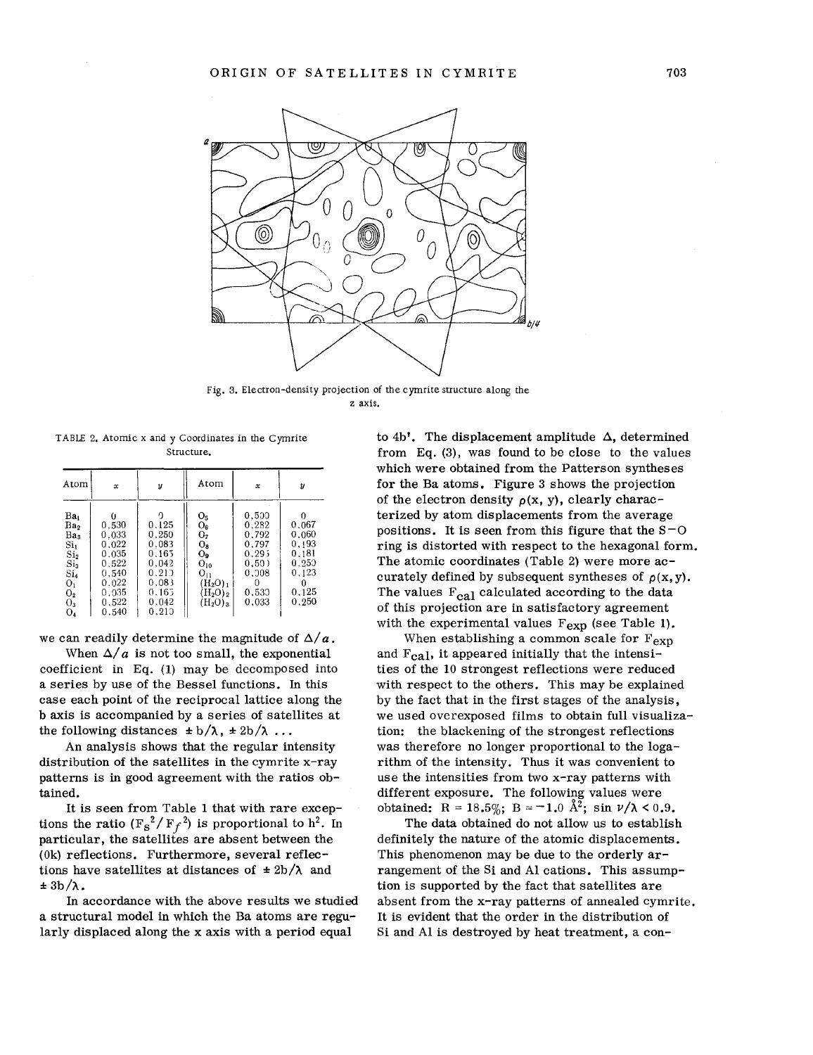Fig. 3. Electron-density projection of the cymrite structure along the z axis.

TABLE 2. Atomic x and y Coordinates in the Cymrite Structure.

| Atom | x | y | Atom | x | y |
|---|---|---|---|---|---|
| $Ba_1$ | 0 | 0 | $O_5$ | 0.500 | 0 |
| $Ba_2$ | 0.530 | 0.125 | $O_6$ | 0.282 | 0.067 |
| $Ba_3$ | 0.033 | 0.250 | $O_7$ | 0.792 | 0.060 |
| $Si_1$ | 0.022 | 0.083 | $O_8$ | 0.797 | 0.193 |
| $Si_2$ | 0.035 | 0.165 | $O_9$ | 0.295 | 0.181 |
| $Si_3$ | 0.522 | 0.042 | $O_{10}$ | 0.500 | 0.250 |
| $Si_4$ | 0.540 | 0.210 | $O_{11}$ | 0.308 | 0.123 |
| $O_1$ | 0.022 | 0.083 | $(H_2O)_1$ | 0 | 0 |
| $O_2$ | 0.035 | 0.165 | $(H_2O)_2$ | 0.530 | 0.125 |
| $O_3$ | 0.522 | 0.042 | $(H_2O)_3$ | 0.033 | 0.250 |
| $O_4$ | 0.540 | 0.210 | | | |

we can readily determine the magnitude of $\Delta/a$.

When $\Delta/a$ is not too small, the exponential coefficient in Eq. (1) may be decomposed into a series by use of the Bessel functions. In this case each point of the reciprocal lattice along the b axis is accompanied by a series of satellites at the following distances $\pm b/\lambda$, $\pm 2b/\lambda$ ...

An analysis shows that the regular intensity distribution of the satellites in the cymrite x-ray patterns is in good agreement with the ratios obtained.

It is seen from Table 1 that with rare exceptions the ratio $(F_s^2/F_f^2)$ is proportional to $h^2$. In particular, the satellites are absent between the (0k) reflections. Furthermore, several reflections have satellites at distances of $\pm 2b/\lambda$ and $\pm 3b/\lambda$.

In accordance with the above results we studied a structural model in which the Ba atoms are regularly displaced along the x axis with a period equal to 4b'. The displacement amplitude $\Delta$, determined from Eq. (3), was found to be close to the values which were obtained from the Patterson syntheses for the Ba atoms. Figure 3 shows the projection of the electron density $\rho(x, y)$, clearly characterized by atom displacements from the average positions. It is seen from this figure that the S–O ring is distorted with respect to the hexagonal form. The atomic coordinates (Table 2) were more accurately defined by subsequent syntheses of $\rho(x, y)$. The values $F_{cal}$ calculated according to the data of this projection are in satisfactory agreement with the experimental values $F_{exp}$ (see Table 1).

When establishing a common scale for $F_{exp}$ and $F_{cal}$, it appeared initially that the intensities of the 10 strongest reflections were reduced with respect to the others. This may be explained by the fact that in the first stages of the analysis, we used overexposed films to obtain full visualization: the blackening of the strongest reflections was therefore no longer proportional to the logarithm of the intensity. Thus it was convenient to use the intensities from two x-ray patterns with different exposure. The following values were obtained: $R = 18.5\%$; $B = -1.0$ Å$^2$; $\sin \nu/\lambda < 0.9$.

The data obtained do not allow us to establish definitely the nature of the atomic displacements. This phenomenon may be due to the orderly arrangement of the Si and Al cations. This assumption is supported by the fact that satellites are absent from the x-ray patterns of annealed cymrite. It is evident that the order in the distribution of Si and Al is destroyed by heat treatment, a con-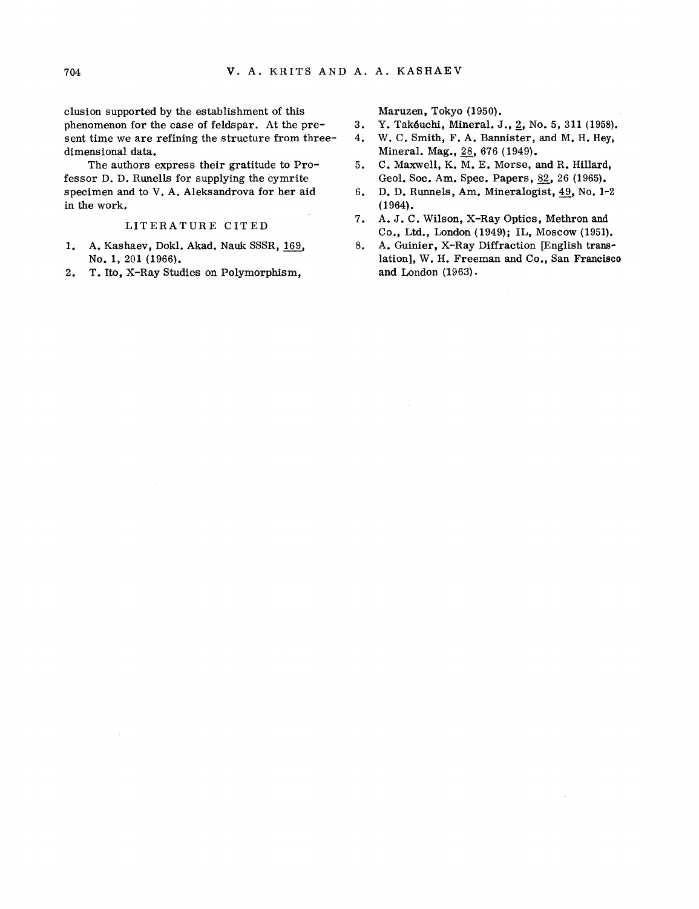clusion supported by the establishment of this phenomenon for the case of feldspar. At the present time we are refining the structure from three-dimensional data.

The authors express their gratitude to Professor D. D. Runells for supplying the cymrite specimen and to V. A. Aleksandrova for her aid in the work.

## LITERATURE CITED

1. A. Kashaev, Dokl. Akad. Nauk SSSR, 169, No. 1, 201 (1966).
2. T. Ito, X-Ray Studies on Polymorphism, Maruzen, Tokyo (1950).
3. Y. Takéuchi, Mineral. J., 2, No. 5, 311 (1958).
4. W. C. Smith, F. A. Bannister, and M. H. Hey, Mineral. Mag., 28, 676 (1949).
5. C. Maxwell, K. M. E. Morse, and R. Hillard, Geol. Soc. Am. Spec. Papers, 82, 26 (1965).
6. D. D. Runnels, Am. Mineralogist, 49, No. 1-2 (1964).
7. A. J. C. Wilson, X-Ray Optics, Methron and Co., Ltd., London (1949); IL, Moscow (1951).
8. A. Guinier, X-Ray Diffraction [English translation], W. H. Freeman and Co., San Francisco and London (1963).